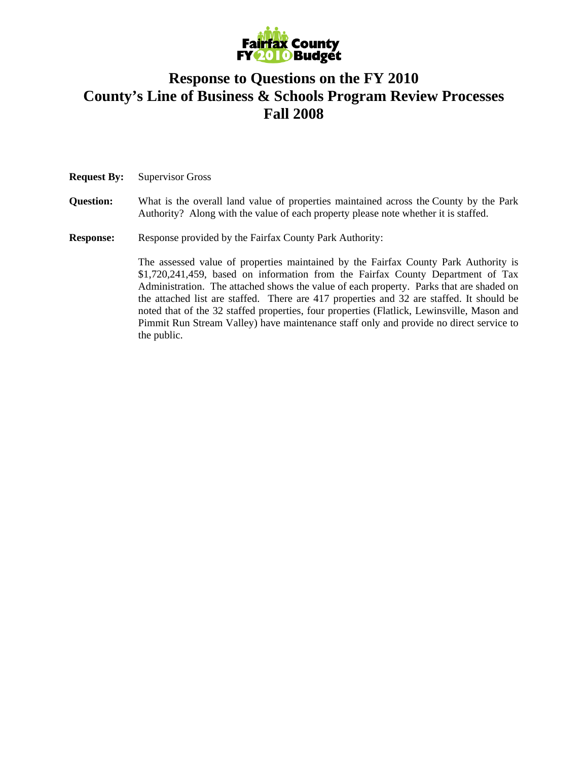Fairfax County FY 2010 Budget

# Response to Questions on the FY 2010 County's Line of Business & Schools Program Review Processes Fall 2008

**Request By:** Supervisor Gross

**Question:** What is the overall land value of properties maintained across the County by the Park Authority? Along with the value of each property please note whether it is staffed.

**Response:** Response provided by the Fairfax County Park Authority:

The assessed value of properties maintained by the Fairfax County Park Authority is $1,720,241,459, based on information from the Fairfax County Department of Tax Administration. The attached shows the value of each property. Parks that are shaded on the attached list are staffed. There are 417 properties and 32 are staffed. It should be noted that of the 32 staffed properties, four properties (Flatlick, Lewinsville, Mason and Pimmit Run Stream Valley) have maintenance staff only and provide no direct service to the public.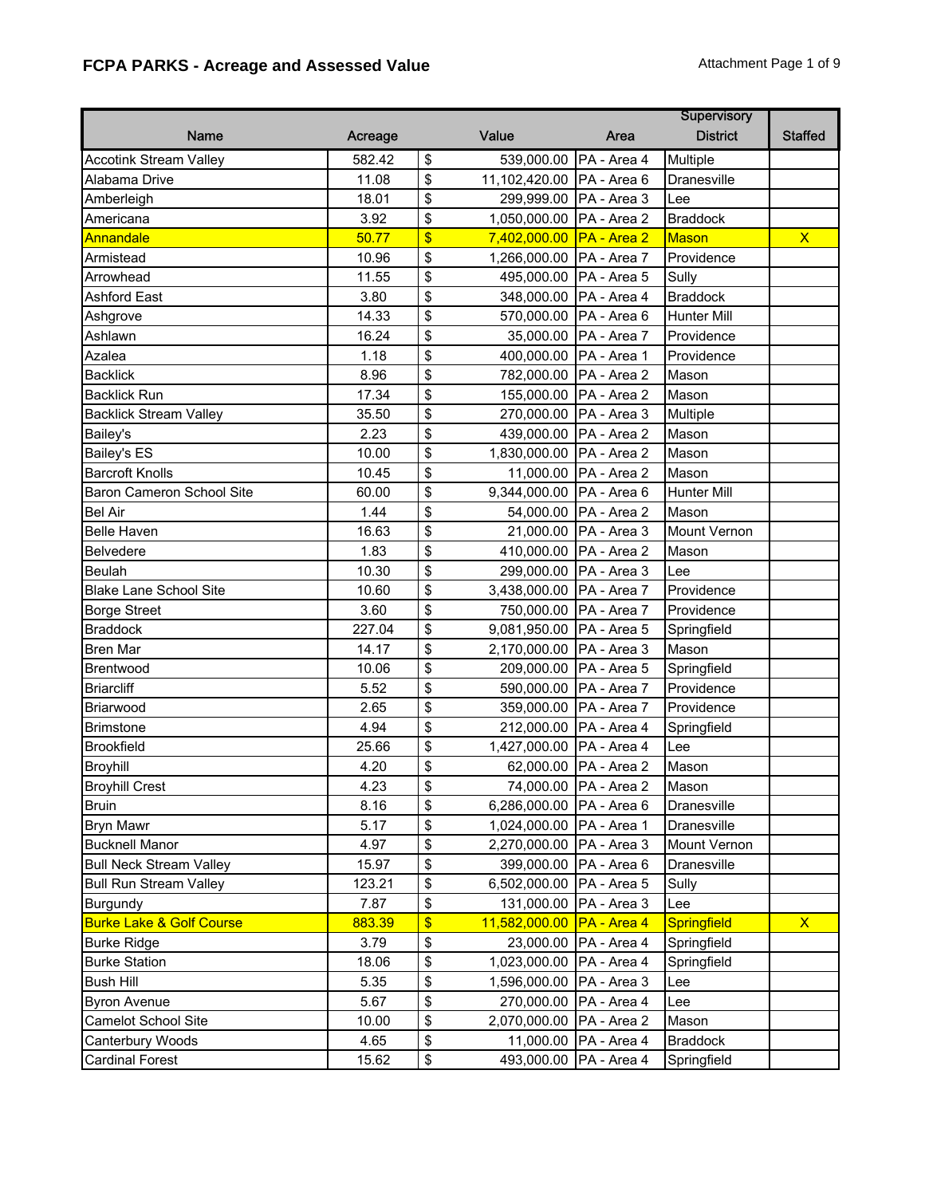## FCPA PARKS - Acreage and Assessed Value

| Name | Acreage | Value | Area | Supervisory District | Staffed |
|---|---|---|---|---|---|
| Accotink Stream Valley | 582.42 | $ 539,000.00 | PA - Area 4 | Multiple | |
| Alabama Drive | 11.08 | $ 11,102,420.00 | PA - Area 6 | Dranesville | |
| Amberleigh | 18.01 | $ 299,999.00 | PA - Area 3 | Lee | |
| Americana | 3.92 | $ 1,050,000.00 | PA - Area 2 | Braddock | |
| Annandale | 50.77 | $ 7,402,000.00 | PA - Area 2 | Mason | X |
| Armistead | 10.96 | $ 1,266,000.00 | PA - Area 7 | Providence | |
| Arrowhead | 11.55 | $ 495,000.00 | PA - Area 5 | Sully | |
| Ashford East | 3.80 | $ 348,000.00 | PA - Area 4 | Braddock | |
| Ashgrove | 14.33 | $ 570,000.00 | PA - Area 6 | Hunter Mill | |
| Ashlawn | 16.24 | $ 35,000.00 | PA - Area 7 | Providence | |
| Azalea | 1.18 | $ 400,000.00 | PA - Area 1 | Providence | |
| Backlick | 8.96 | $ 782,000.00 | PA - Area 2 | Mason | |
| Backlick Run | 17.34 | $ 155,000.00 | PA - Area 2 | Mason | |
| Backlick Stream Valley | 35.50 | $ 270,000.00 | PA - Area 3 | Multiple | |
| Bailey's | 2.23 | $ 439,000.00 | PA - Area 2 | Mason | |
| Bailey's ES | 10.00 | $ 1,830,000.00 | PA - Area 2 | Mason | |
| Barcroft Knolls | 10.45 | $ 11,000.00 | PA - Area 2 | Mason | |
| Baron Cameron School Site | 60.00 | $ 9,344,000.00 | PA - Area 6 | Hunter Mill | |
| Bel Air | 1.44 | $ 54,000.00 | PA - Area 2 | Mason | |
| Belle Haven | 16.63 | $ 21,000.00 | PA - Area 3 | Mount Vernon | |
| Belvedere | 1.83 | $ 410,000.00 | PA - Area 2 | Mason | |
| Beulah | 10.30 | $ 299,000.00 | PA - Area 3 | Lee | |
| Blake Lane School Site | 10.60 | $ 3,438,000.00 | PA - Area 7 | Providence | |
| Borge Street | 3.60 | $ 750,000.00 | PA - Area 7 | Providence | |
| Braddock | 227.04 | $ 9,081,950.00 | PA - Area 5 | Springfield | |
| Bren Mar | 14.17 | $ 2,170,000.00 | PA - Area 3 | Mason | |
| Brentwood | 10.06 | $ 209,000.00 | PA - Area 5 | Springfield | |
| Briarcliff | 5.52 | $ 590,000.00 | PA - Area 7 | Providence | |
| Briarwood | 2.65 | $ 359,000.00 | PA - Area 7 | Providence | |
| Brimstone | 4.94 | $ 212,000.00 | PA - Area 4 | Springfield | |
| Brookfield | 25.66 | $ 1,427,000.00 | PA - Area 4 | Lee | |
| Broyhill | 4.20 | $ 62,000.00 | PA - Area 2 | Mason | |
| Broyhill Crest | 4.23 | $ 74,000.00 | PA - Area 2 | Mason | |
| Bruin | 8.16 | $ 6,286,000.00 | PA - Area 6 | Dranesville | |
| Bryn Mawr | 5.17 | $ 1,024,000.00 | PA - Area 1 | Dranesville | |
| Bucknell Manor | 4.97 | $ 2,270,000.00 | PA - Area 3 | Mount Vernon | |
| Bull Neck Stream Valley | 15.97 | $ 399,000.00 | PA - Area 6 | Dranesville | |
| Bull Run Stream Valley | 123.21 | $ 6,502,000.00 | PA - Area 5 | Sully | |
| Burgundy | 7.87 | $ 131,000.00 | PA - Area 3 | Lee | |
| Burke Lake & Golf Course | 883.39 | $ 11,582,000.00 | PA - Area 4 | Springfield | X |
| Burke Ridge | 3.79 | $ 23,000.00 | PA - Area 4 | Springfield | |
| Burke Station | 18.06 | $ 1,023,000.00 | PA - Area 4 | Springfield | |
| Bush Hill | 5.35 | $ 1,596,000.00 | PA - Area 3 | Lee | |
| Byron Avenue | 5.67 | $ 270,000.00 | PA - Area 4 | Lee | |
| Camelot School Site | 10.00 | $ 2,070,000.00 | PA - Area 2 | Mason | |
| Canterbury Woods | 4.65 | $ 11,000.00 | PA - Area 4 | Braddock | |
| Cardinal Forest | 15.62 | $ 493,000.00 | PA - Area 4 | Springfield | |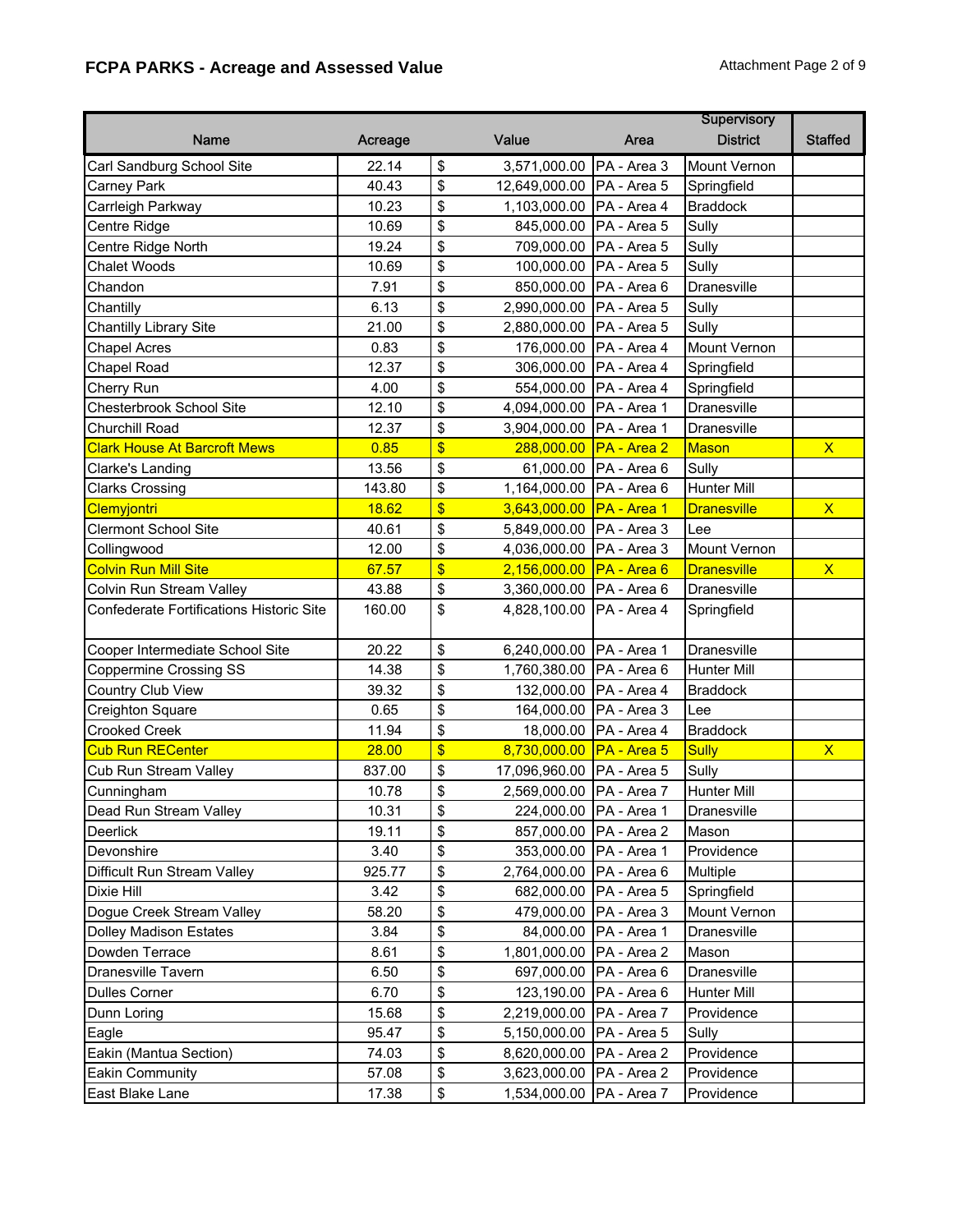## FCPA PARKS - Acreage and Assessed Value

| Name | Acreage | | Value | Area | Supervisory District | Staffed |
|---|---|---|---|---|---|---|
| Carl Sandburg School Site | 22.14 | $ | 3,571,000.00 | PA - Area 3 | Mount Vernon | |
| Carney Park | 40.43 | $ | 12,649,000.00 | PA - Area 5 | Springfield | |
| Carrleigh Parkway | 10.23 | $ | 1,103,000.00 | PA - Area 4 | Braddock | |
| Centre Ridge | 10.69 | $ | 845,000.00 | PA - Area 5 | Sully | |
| Centre Ridge North | 19.24 | $ | 709,000.00 | PA - Area 5 | Sully | |
| Chalet Woods | 10.69 | $ | 100,000.00 | PA - Area 5 | Sully | |
| Chandon | 7.91 | $ | 850,000.00 | PA - Area 6 | Dranesville | |
| Chantilly | 6.13 | $ | 2,990,000.00 | PA - Area 5 | Sully | |
| Chantilly Library Site | 21.00 | $ | 2,880,000.00 | PA - Area 5 | Sully | |
| Chapel Acres | 0.83 | $ | 176,000.00 | PA - Area 4 | Mount Vernon | |
| Chapel Road | 12.37 | $ | 306,000.00 | PA - Area 4 | Springfield | |
| Cherry Run | 4.00 | $ | 554,000.00 | PA - Area 4 | Springfield | |
| Chesterbrook School Site | 12.10 | $ | 4,094,000.00 | PA - Area 1 | Dranesville | |
| Churchill Road | 12.37 | $ | 3,904,000.00 | PA - Area 1 | Dranesville | |
| Clark House At Barcroft Mews | 0.85 | $ | 288,000.00 | PA - Area 2 | Mason | X |
| Clarke's Landing | 13.56 | $ | 61,000.00 | PA - Area 6 | Sully | |
| Clarks Crossing | 143.80 | $ | 1,164,000.00 | PA - Area 6 | Hunter Mill | |
| Clemyjontri | 18.62 | $ | 3,643,000.00 | PA - Area 1 | Dranesville | X |
| Clermont School Site | 40.61 | $ | 5,849,000.00 | PA - Area 3 | Lee | |
| Collingwood | 12.00 | $ | 4,036,000.00 | PA - Area 3 | Mount Vernon | |
| Colvin Run Mill Site | 67.57 | $ | 2,156,000.00 | PA - Area 6 | Dranesville | X |
| Colvin Run Stream Valley | 43.88 | $ | 3,360,000.00 | PA - Area 6 | Dranesville | |
| Confederate Fortifications Historic Site | 160.00 | $ | 4,828,100.00 | PA - Area 4 | Springfield | |
| Cooper Intermediate School Site | 20.22 | $ | 6,240,000.00 | PA - Area 1 | Dranesville | |
| Coppermine Crossing SS | 14.38 | $ | 1,760,380.00 | PA - Area 6 | Hunter Mill | |
| Country Club View | 39.32 | $ | 132,000.00 | PA - Area 4 | Braddock | |
| Creighton Square | 0.65 | $ | 164,000.00 | PA - Area 3 | Lee | |
| Crooked Creek | 11.94 | $ | 18,000.00 | PA - Area 4 | Braddock | |
| Cub Run RECenter | 28.00 | $ | 8,730,000.00 | PA - Area 5 | Sully | X |
| Cub Run Stream Valley | 837.00 | $ | 17,096,960.00 | PA - Area 5 | Sully | |
| Cunningham | 10.78 | $ | 2,569,000.00 | PA - Area 7 | Hunter Mill | |
| Dead Run Stream Valley | 10.31 | $ | 224,000.00 | PA - Area 1 | Dranesville | |
| Deerlick | 19.11 | $ | 857,000.00 | PA - Area 2 | Mason | |
| Devonshire | 3.40 | $ | 353,000.00 | PA - Area 1 | Providence | |
| Difficult Run Stream Valley | 925.77 | $ | 2,764,000.00 | PA - Area 6 | Multiple | |
| Dixie Hill | 3.42 | $ | 682,000.00 | PA - Area 5 | Springfield | |
| Dogue Creek Stream Valley | 58.20 | $ | 479,000.00 | PA - Area 3 | Mount Vernon | |
| Dolley Madison Estates | 3.84 | $ | 84,000.00 | PA - Area 1 | Dranesville | |
| Dowden Terrace | 8.61 | $ | 1,801,000.00 | PA - Area 2 | Mason | |
| Dranesville Tavern | 6.50 | $ | 697,000.00 | PA - Area 6 | Dranesville | |
| Dulles Corner | 6.70 | $ | 123,190.00 | PA - Area 6 | Hunter Mill | |
| Dunn Loring | 15.68 | $ | 2,219,000.00 | PA - Area 7 | Providence | |
| Eagle | 95.47 | $ | 5,150,000.00 | PA - Area 5 | Sully | |
| Eakin (Mantua Section) | 74.03 | $ | 8,620,000.00 | PA - Area 2 | Providence | |
| Eakin Community | 57.08 | $ | 3,623,000.00 | PA - Area 2 | Providence | |
| East Blake Lane | 17.38 | $ | 1,534,000.00 | PA - Area 7 | Providence | |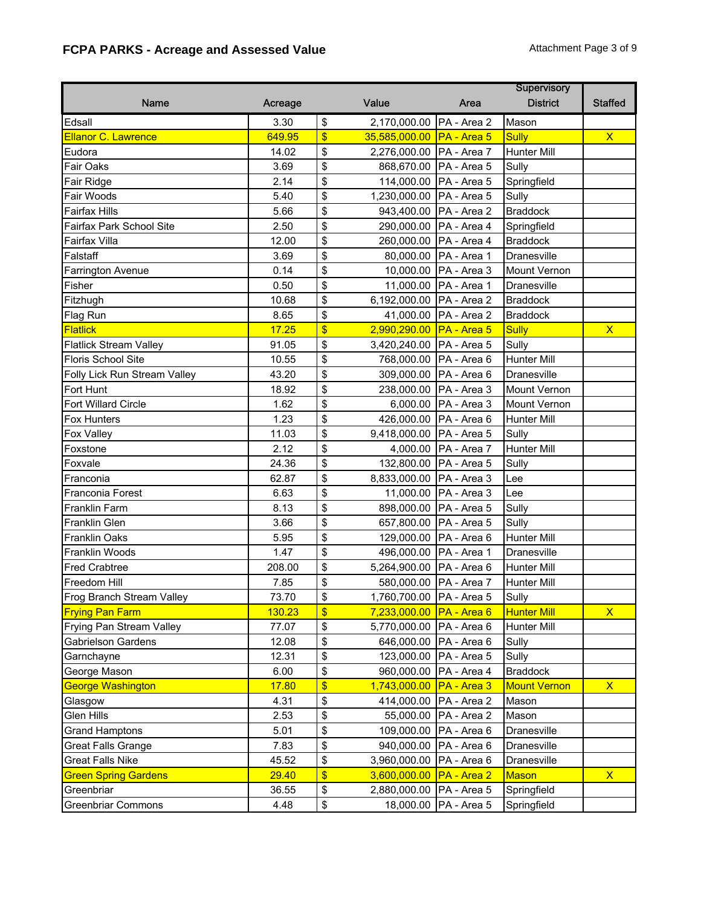## FCPA PARKS - Acreage and Assessed Value

| Name | Acreage | Value | Area | Supervisory District | Staffed |
|---|---|---|---|---|---|
| Edsall | 3.30 | $ 2,170,000.00 | PA - Area 2 | Mason | |
| Ellanor C. Lawrence | 649.95 | $ 35,585,000.00 | PA - Area 5 | Sully | X |
| Eudora | 14.02 | $ 2,276,000.00 | PA - Area 7 | Hunter Mill | |
| Fair Oaks | 3.69 | $ 868,670.00 | PA - Area 5 | Sully | |
| Fair Ridge | 2.14 | $ 114,000.00 | PA - Area 5 | Springfield | |
| Fair Woods | 5.40 | $ 1,230,000.00 | PA - Area 5 | Sully | |
| Fairfax Hills | 5.66 | $ 943,400.00 | PA - Area 2 | Braddock | |
| Fairfax Park School Site | 2.50 | $ 290,000.00 | PA - Area 4 | Springfield | |
| Fairfax Villa | 12.00 | $ 260,000.00 | PA - Area 4 | Braddock | |
| Falstaff | 3.69 | $ 80,000.00 | PA - Area 1 | Dranesville | |
| Farrington Avenue | 0.14 | $ 10,000.00 | PA - Area 3 | Mount Vernon | |
| Fisher | 0.50 | $ 11,000.00 | PA - Area 1 | Dranesville | |
| Fitzhugh | 10.68 | $ 6,192,000.00 | PA - Area 2 | Braddock | |
| Flag Run | 8.65 | $ 41,000.00 | PA - Area 2 | Braddock | |
| Flatlick | 17.25 | $ 2,990,290.00 | PA - Area 5 | Sully | X |
| Flatlick Stream Valley | 91.05 | $ 3,420,240.00 | PA - Area 5 | Sully | |
| Floris School Site | 10.55 | $ 768,000.00 | PA - Area 6 | Hunter Mill | |
| Folly Lick Run Stream Valley | 43.20 | $ 309,000.00 | PA - Area 6 | Dranesville | |
| Fort Hunt | 18.92 | $ 238,000.00 | PA - Area 3 | Mount Vernon | |
| Fort Willard Circle | 1.62 | $ 6,000.00 | PA - Area 3 | Mount Vernon | |
| Fox Hunters | 1.23 | $ 426,000.00 | PA - Area 6 | Hunter Mill | |
| Fox Valley | 11.03 | $ 9,418,000.00 | PA - Area 5 | Sully | |
| Foxstone | 2.12 | $ 4,000.00 | PA - Area 7 | Hunter Mill | |
| Foxvale | 24.36 | $ 132,800.00 | PA - Area 5 | Sully | |
| Franconia | 62.87 | $ 8,833,000.00 | PA - Area 3 | Lee | |
| Franconia Forest | 6.63 | $ 11,000.00 | PA - Area 3 | Lee | |
| Franklin Farm | 8.13 | $ 898,000.00 | PA - Area 5 | Sully | |
| Franklin Glen | 3.66 | $ 657,800.00 | PA - Area 5 | Sully | |
| Franklin Oaks | 5.95 | $ 129,000.00 | PA - Area 6 | Hunter Mill | |
| Franklin Woods | 1.47 | $ 496,000.00 | PA - Area 1 | Dranesville | |
| Fred Crabtree | 208.00 | $ 5,264,900.00 | PA - Area 6 | Hunter Mill | |
| Freedom Hill | 7.85 | $ 580,000.00 | PA - Area 7 | Hunter Mill | |
| Frog Branch Stream Valley | 73.70 | $ 1,760,700.00 | PA - Area 5 | Sully | |
| Frying Pan Farm | 130.23 | $ 7,233,000.00 | PA - Area 6 | Hunter Mill | X |
| Frying Pan Stream Valley | 77.07 | $ 5,770,000.00 | PA - Area 6 | Hunter Mill | |
| Gabrielson Gardens | 12.08 | $ 646,000.00 | PA - Area 6 | Sully | |
| Garnchayne | 12.31 | $ 123,000.00 | PA - Area 5 | Sully | |
| George Mason | 6.00 | $ 960,000.00 | PA - Area 4 | Braddock | |
| George Washington | 17.80 | $ 1,743,000.00 | PA - Area 3 | Mount Vernon | X |
| Glasgow | 4.31 | $ 414,000.00 | PA - Area 2 | Mason | |
| Glen Hills | 2.53 | $ 55,000.00 | PA - Area 2 | Mason | |
| Grand Hamptons | 5.01 | $ 109,000.00 | PA - Area 6 | Dranesville | |
| Great Falls Grange | 7.83 | $ 940,000.00 | PA - Area 6 | Dranesville | |
| Great Falls Nike | 45.52 | $ 3,960,000.00 | PA - Area 6 | Dranesville | |
| Green Spring Gardens | 29.40 | $ 3,600,000.00 | PA - Area 2 | Mason | X |
| Greenbriar | 36.55 | $ 2,880,000.00 | PA - Area 5 | Springfield | |
| Greenbriar Commons | 4.48 | $ 18,000.00 | PA - Area 5 | Springfield | |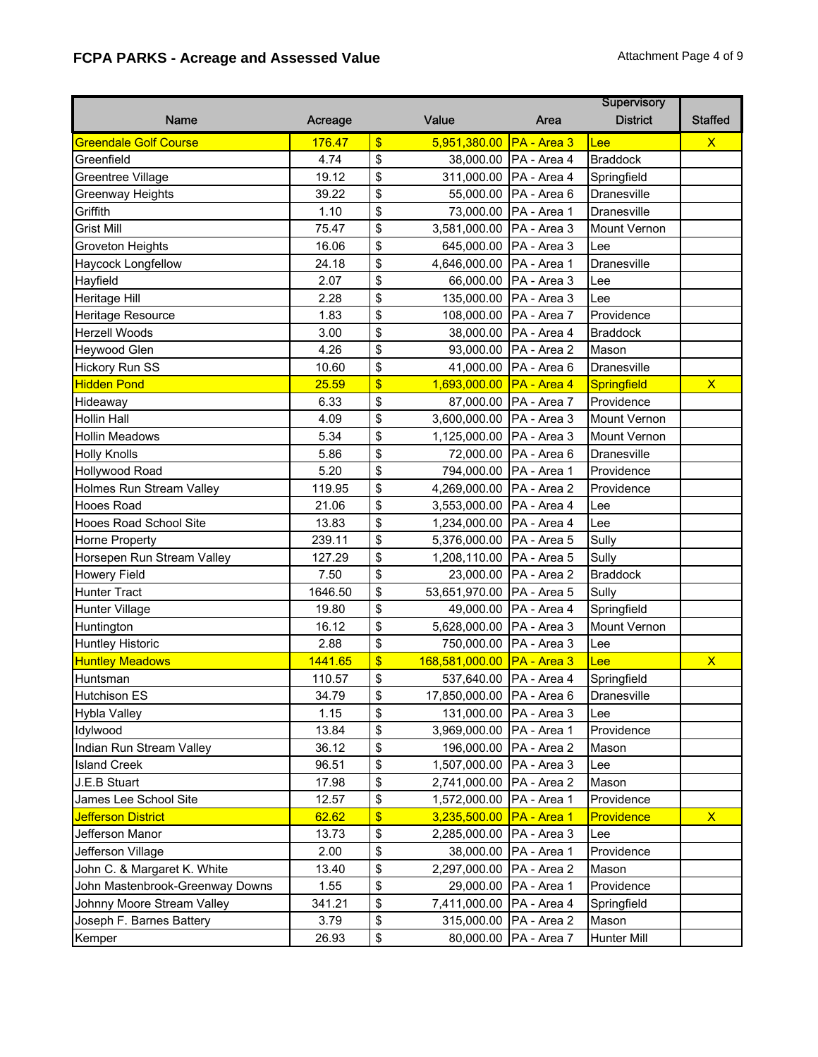## FCPA PARKS - Acreage and Assessed Value

Attachment Page 4 of 9

| Name | Acreage | | Value | Area | Supervisory District | Staffed |
|---|---|---|---|---|---|---|
| Greendale Golf Course | 176.47 | $ | 5,951,380.00 | PA - Area 3 | Lee | X |
| Greenfield | 4.74 | $ | 38,000.00 | PA - Area 4 | Braddock | |
| Greentree Village | 19.12 | $ | 311,000.00 | PA - Area 4 | Springfield | |
| Greenway Heights | 39.22 | $ | 55,000.00 | PA - Area 6 | Dranesville | |
| Griffith | 1.10 | $ | 73,000.00 | PA - Area 1 | Dranesville | |
| Grist Mill | 75.47 | $ | 3,581,000.00 | PA - Area 3 | Mount Vernon | |
| Groveton Heights | 16.06 | $ | 645,000.00 | PA - Area 3 | Lee | |
| Haycock Longfellow | 24.18 | $ | 4,646,000.00 | PA - Area 1 | Dranesville | |
| Hayfield | 2.07 | $ | 66,000.00 | PA - Area 3 | Lee | |
| Heritage Hill | 2.28 | $ | 135,000.00 | PA - Area 3 | Lee | |
| Heritage Resource | 1.83 | $ | 108,000.00 | PA - Area 7 | Providence | |
| Herzell Woods | 3.00 | $ | 38,000.00 | PA - Area 4 | Braddock | |
| Heywood Glen | 4.26 | $ | 93,000.00 | PA - Area 2 | Mason | |
| Hickory Run SS | 10.60 | $ | 41,000.00 | PA - Area 6 | Dranesville | |
| Hidden Pond | 25.59 | $ | 1,693,000.00 | PA - Area 4 | Springfield | X |
| Hideaway | 6.33 | $ | 87,000.00 | PA - Area 7 | Providence | |
| Hollin Hall | 4.09 | $ | 3,600,000.00 | PA - Area 3 | Mount Vernon | |
| Hollin Meadows | 5.34 | $ | 1,125,000.00 | PA - Area 3 | Mount Vernon | |
| Holly Knolls | 5.86 | $ | 72,000.00 | PA - Area 6 | Dranesville | |
| Hollywood Road | 5.20 | $ | 794,000.00 | PA - Area 1 | Providence | |
| Holmes Run Stream Valley | 119.95 | $ | 4,269,000.00 | PA - Area 2 | Providence | |
| Hooes Road | 21.06 | $ | 3,553,000.00 | PA - Area 4 | Lee | |
| Hooes Road School Site | 13.83 | $ | 1,234,000.00 | PA - Area 4 | Lee | |
| Horne Property | 239.11 | $ | 5,376,000.00 | PA - Area 5 | Sully | |
| Horsepen Run Stream Valley | 127.29 | $ | 1,208,110.00 | PA - Area 5 | Sully | |
| Howery Field | 7.50 | $ | 23,000.00 | PA - Area 2 | Braddock | |
| Hunter Tract | 1646.50 | $ | 53,651,970.00 | PA - Area 5 | Sully | |
| Hunter Village | 19.80 | $ | 49,000.00 | PA - Area 4 | Springfield | |
| Huntington | 16.12 | $ | 5,628,000.00 | PA - Area 3 | Mount Vernon | |
| Huntley Historic | 2.88 | $ | 750,000.00 | PA - Area 3 | Lee | |
| Huntley Meadows | 1441.65 | $ | 168,581,000.00 | PA - Area 3 | Lee | X |
| Huntsman | 110.57 | $ | 537,640.00 | PA - Area 4 | Springfield | |
| Hutchison ES | 34.79 | $ | 17,850,000.00 | PA - Area 6 | Dranesville | |
| Hybla Valley | 1.15 | $ | 131,000.00 | PA - Area 3 | Lee | |
| Idylwood | 13.84 | $ | 3,969,000.00 | PA - Area 1 | Providence | |
| Indian Run Stream Valley | 36.12 | $ | 196,000.00 | PA - Area 2 | Mason | |
| Island Creek | 96.51 | $ | 1,507,000.00 | PA - Area 3 | Lee | |
| J.E.B Stuart | 17.98 | $ | 2,741,000.00 | PA - Area 2 | Mason | |
| James Lee School Site | 12.57 | $ | 1,572,000.00 | PA - Area 1 | Providence | |
| Jefferson District | 62.62 | $ | 3,235,500.00 | PA - Area 1 | Providence | X |
| Jefferson Manor | 13.73 | $ | 2,285,000.00 | PA - Area 3 | Lee | |
| Jefferson Village | 2.00 | $ | 38,000.00 | PA - Area 1 | Providence | |
| John C. & Margaret K. White | 13.40 | $ | 2,297,000.00 | PA - Area 2 | Mason | |
| John Mastenbrook-Greenway Downs | 1.55 | $ | 29,000.00 | PA - Area 1 | Providence | |
| Johnny Moore Stream Valley | 341.21 | $ | 7,411,000.00 | PA - Area 4 | Springfield | |
| Joseph F. Barnes Battery | 3.79 | $ | 315,000.00 | PA - Area 2 | Mason | |
| Kemper | 26.93 | $ | 80,000.00 | PA - Area 7 | Hunter Mill | |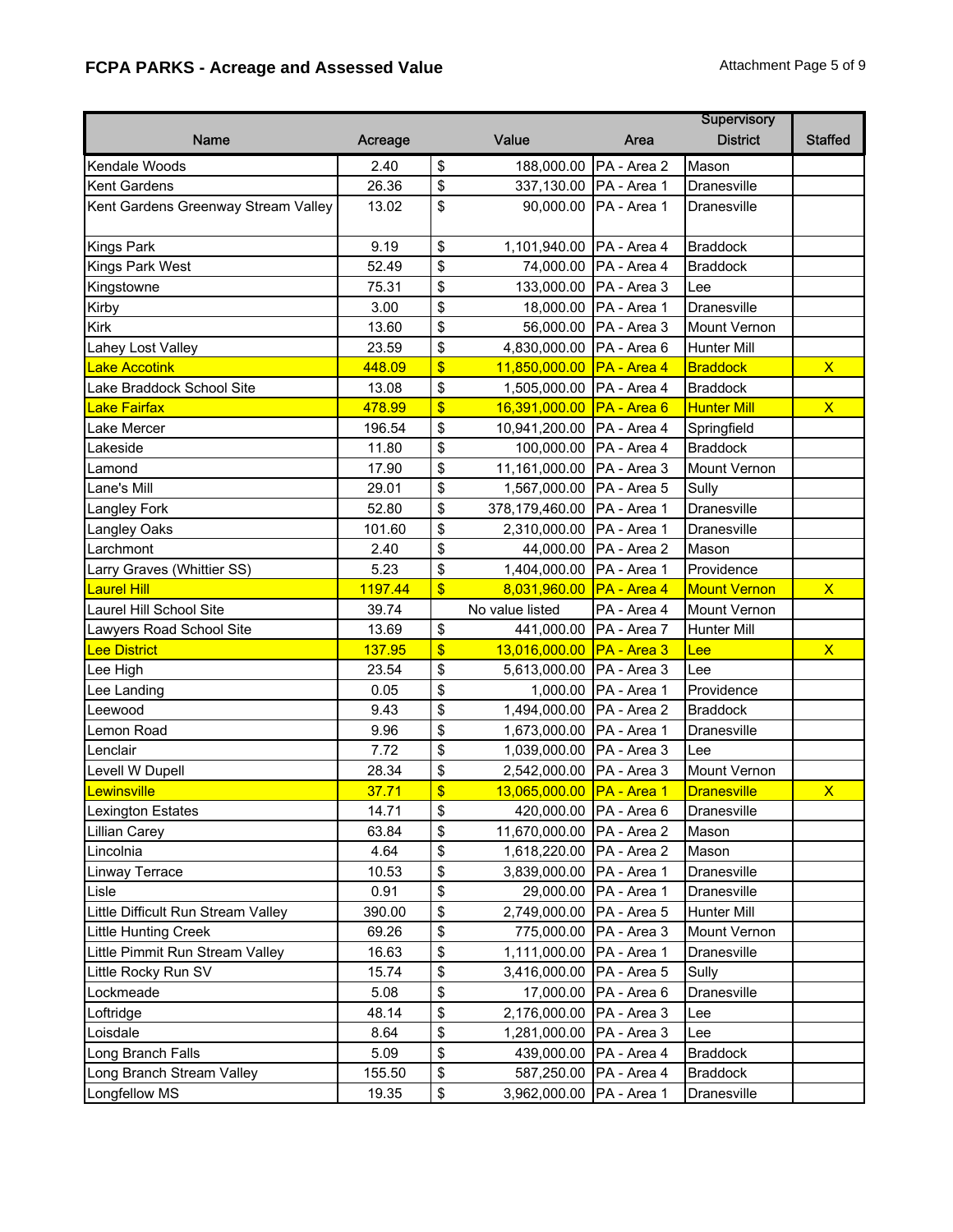## FCPA PARKS - Acreage and Assessed Value

| Name | Acreage | Value | Area | Supervisory District | Staffed |
|---|---|---|---|---|---|
| Kendale Woods | 2.40 | $ 188,000.00 | PA - Area 2 | Mason | |
| Kent Gardens | 26.36 | $ 337,130.00 | PA - Area 1 | Dranesville | |
| Kent Gardens Greenway Stream Valley | 13.02 | $ 90,000.00 | PA - Area 1 | Dranesville | |
| Kings Park | 9.19 | $ 1,101,940.00 | PA - Area 4 | Braddock | |
| Kings Park West | 52.49 | $ 74,000.00 | PA - Area 4 | Braddock | |
| Kingstowne | 75.31 | $ 133,000.00 | PA - Area 3 | Lee | |
| Kirby | 3.00 | $ 18,000.00 | PA - Area 1 | Dranesville | |
| Kirk | 13.60 | $ 56,000.00 | PA - Area 3 | Mount Vernon | |
| Lahey Lost Valley | 23.59 | $ 4,830,000.00 | PA - Area 6 | Hunter Mill | |
| Lake Accotink | 448.09 | $ 11,850,000.00 | PA - Area 4 | Braddock | X |
| Lake Braddock School Site | 13.08 | $ 1,505,000.00 | PA - Area 4 | Braddock | |
| Lake Fairfax | 478.99 | $ 16,391,000.00 | PA - Area 6 | Hunter Mill | X |
| Lake Mercer | 196.54 | $ 10,941,200.00 | PA - Area 4 | Springfield | |
| Lakeside | 11.80 | $ 100,000.00 | PA - Area 4 | Braddock | |
| Lamond | 17.90 | $ 11,161,000.00 | PA - Area 3 | Mount Vernon | |
| Lane's Mill | 29.01 | $ 1,567,000.00 | PA - Area 5 | Sully | |
| Langley Fork | 52.80 | $ 378,179,460.00 | PA - Area 1 | Dranesville | |
| Langley Oaks | 101.60 | $ 2,310,000.00 | PA - Area 1 | Dranesville | |
| Larchmont | 2.40 | $ 44,000.00 | PA - Area 2 | Mason | |
| Larry Graves (Whittier SS) | 5.23 | $ 1,404,000.00 | PA - Area 1 | Providence | |
| Laurel Hill | 1197.44 | $ 8,031,960.00 | PA - Area 4 | Mount Vernon | X |
| Laurel Hill School Site | 39.74 | No value listed | PA - Area 4 | Mount Vernon | |
| Lawyers Road School Site | 13.69 | $ 441,000.00 | PA - Area 7 | Hunter Mill | |
| Lee District | 137.95 | $ 13,016,000.00 | PA - Area 3 | Lee | X |
| Lee High | 23.54 | $ 5,613,000.00 | PA - Area 3 | Lee | |
| Lee Landing | 0.05 | $ 1,000.00 | PA - Area 1 | Providence | |
| Leewood | 9.43 | $ 1,494,000.00 | PA - Area 2 | Braddock | |
| Lemon Road | 9.96 | $ 1,673,000.00 | PA - Area 1 | Dranesville | |
| Lenclair | 7.72 | $ 1,039,000.00 | PA - Area 3 | Lee | |
| Levell W Dupell | 28.34 | $ 2,542,000.00 | PA - Area 3 | Mount Vernon | |
| Lewinsville | 37.71 | $ 13,065,000.00 | PA - Area 1 | Dranesville | X |
| Lexington Estates | 14.71 | $ 420,000.00 | PA - Area 6 | Dranesville | |
| Lillian Carey | 63.84 | $ 11,670,000.00 | PA - Area 2 | Mason | |
| Lincolnia | 4.64 | $ 1,618,220.00 | PA - Area 2 | Mason | |
| Linway Terrace | 10.53 | $ 3,839,000.00 | PA - Area 1 | Dranesville | |
| Lisle | 0.91 | $ 29,000.00 | PA - Area 1 | Dranesville | |
| Little Difficult Run Stream Valley | 390.00 | $ 2,749,000.00 | PA - Area 5 | Hunter Mill | |
| Little Hunting Creek | 69.26 | $ 775,000.00 | PA - Area 3 | Mount Vernon | |
| Little Pimmit Run Stream Valley | 16.63 | $ 1,111,000.00 | PA - Area 1 | Dranesville | |
| Little Rocky Run SV | 15.74 | $ 3,416,000.00 | PA - Area 5 | Sully | |
| Lockmeade | 5.08 | $ 17,000.00 | PA - Area 6 | Dranesville | |
| Loftridge | 48.14 | $ 2,176,000.00 | PA - Area 3 | Lee | |
| Loisdale | 8.64 | $ 1,281,000.00 | PA - Area 3 | Lee | |
| Long Branch Falls | 5.09 | $ 439,000.00 | PA - Area 4 | Braddock | |
| Long Branch Stream Valley | 155.50 | $ 587,250.00 | PA - Area 4 | Braddock | |
| Longfellow MS | 19.35 | $ 3,962,000.00 | PA - Area 1 | Dranesville | |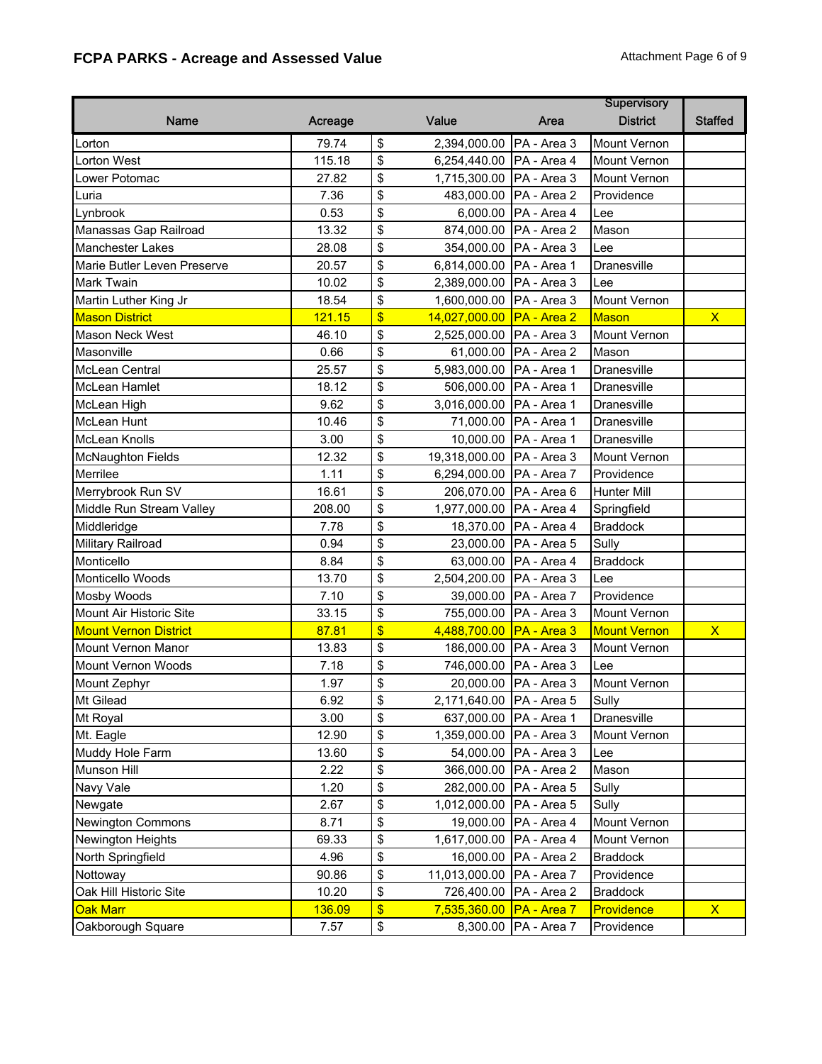## FCPA PARKS - Acreage and Assessed Value

| Name | Acreage | Value | Area | Supervisory District | Staffed |
|---|---|---|---|---|---|
| Lorton | 79.74 | $ 2,394,000.00 | PA - Area 3 | Mount Vernon | |
| Lorton West | 115.18 | $ 6,254,440.00 | PA - Area 4 | Mount Vernon | |
| Lower Potomac | 27.82 | $ 1,715,300.00 | PA - Area 3 | Mount Vernon | |
| Luria | 7.36 | $ 483,000.00 | PA - Area 2 | Providence | |
| Lynbrook | 0.53 | $ 6,000.00 | PA - Area 4 | Lee | |
| Manassas Gap Railroad | 13.32 | $ 874,000.00 | PA - Area 2 | Mason | |
| Manchester Lakes | 28.08 | $ 354,000.00 | PA - Area 3 | Lee | |
| Marie Butler Leven Preserve | 20.57 | $ 6,814,000.00 | PA - Area 1 | Dranesville | |
| Mark Twain | 10.02 | $ 2,389,000.00 | PA - Area 3 | Lee | |
| Martin Luther King Jr | 18.54 | $ 1,600,000.00 | PA - Area 3 | Mount Vernon | |
| Mason District | 121.15 | $ 14,027,000.00 | PA - Area 2 | Mason | X |
| Mason Neck West | 46.10 | $ 2,525,000.00 | PA - Area 3 | Mount Vernon | |
| Masonville | 0.66 | $ 61,000.00 | PA - Area 2 | Mason | |
| McLean Central | 25.57 | $ 5,983,000.00 | PA - Area 1 | Dranesville | |
| McLean Hamlet | 18.12 | $ 506,000.00 | PA - Area 1 | Dranesville | |
| McLean High | 9.62 | $ 3,016,000.00 | PA - Area 1 | Dranesville | |
| McLean Hunt | 10.46 | $ 71,000.00 | PA - Area 1 | Dranesville | |
| McLean Knolls | 3.00 | $ 10,000.00 | PA - Area 1 | Dranesville | |
| McNaughton Fields | 12.32 | $ 19,318,000.00 | PA - Area 3 | Mount Vernon | |
| Merrilee | 1.11 | $ 6,294,000.00 | PA - Area 7 | Providence | |
| Merrybrook Run SV | 16.61 | $ 206,070.00 | PA - Area 6 | Hunter Mill | |
| Middle Run Stream Valley | 208.00 | $ 1,977,000.00 | PA - Area 4 | Springfield | |
| Middleridge | 7.78 | $ 18,370.00 | PA - Area 4 | Braddock | |
| Military Railroad | 0.94 | $ 23,000.00 | PA - Area 5 | Sully | |
| Monticello | 8.84 | $ 63,000.00 | PA - Area 4 | Braddock | |
| Monticello Woods | 13.70 | $ 2,504,200.00 | PA - Area 3 | Lee | |
| Mosby Woods | 7.10 | $ 39,000.00 | PA - Area 7 | Providence | |
| Mount Air Historic Site | 33.15 | $ 755,000.00 | PA - Area 3 | Mount Vernon | |
| Mount Vernon District | 87.81 | $ 4,488,700.00 | PA - Area 3 | Mount Vernon | X |
| Mount Vernon Manor | 13.83 | $ 186,000.00 | PA - Area 3 | Mount Vernon | |
| Mount Vernon Woods | 7.18 | $ 746,000.00 | PA - Area 3 | Lee | |
| Mount Zephyr | 1.97 | $ 20,000.00 | PA - Area 3 | Mount Vernon | |
| Mt Gilead | 6.92 | $ 2,171,640.00 | PA - Area 5 | Sully | |
| Mt Royal | 3.00 | $ 637,000.00 | PA - Area 1 | Dranesville | |
| Mt. Eagle | 12.90 | $ 1,359,000.00 | PA - Area 3 | Mount Vernon | |
| Muddy Hole Farm | 13.60 | $ 54,000.00 | PA - Area 3 | Lee | |
| Munson Hill | 2.22 | $ 366,000.00 | PA - Area 2 | Mason | |
| Navy Vale | 1.20 | $ 282,000.00 | PA - Area 5 | Sully | |
| Newgate | 2.67 | $ 1,012,000.00 | PA - Area 5 | Sully | |
| Newington Commons | 8.71 | $ 19,000.00 | PA - Area 4 | Mount Vernon | |
| Newington Heights | 69.33 | $ 1,617,000.00 | PA - Area 4 | Mount Vernon | |
| North Springfield | 4.96 | $ 16,000.00 | PA - Area 2 | Braddock | |
| Nottoway | 90.86 | $ 11,013,000.00 | PA - Area 7 | Providence | |
| Oak Hill Historic Site | 10.20 | $ 726,400.00 | PA - Area 2 | Braddock | |
| Oak Marr | 136.09 | $ 7,535,360.00 | PA - Area 7 | Providence | X |
| Oakborough Square | 7.57 | $ 8,300.00 | PA - Area 7 | Providence | |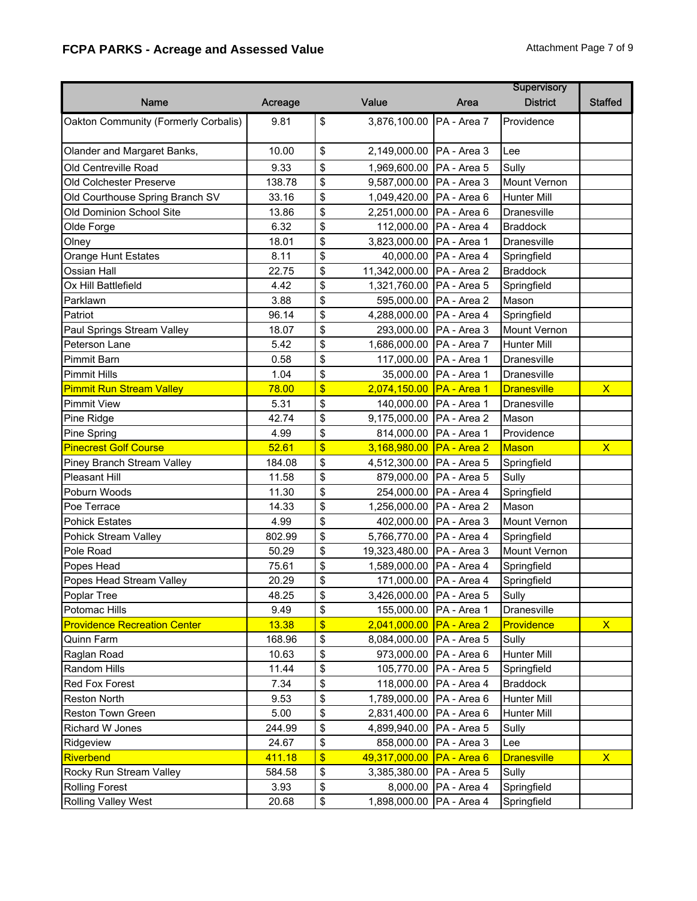## FCPA PARKS - Acreage and Assessed Value

| Name | Acreage | | Value | Area | Supervisory District | Staffed |
|---|---|---|---|---|---|---|
| Oakton Community (Formerly Corbalis) | 9.81 | $ | 3,876,100.00 | PA - Area 7 | Providence | |
| Olander and Margaret Banks, | 10.00 | $ | 2,149,000.00 | PA - Area 3 | Lee | |
| Old Centreville Road | 9.33 | $ | 1,969,600.00 | PA - Area 5 | Sully | |
| Old Colchester Preserve | 138.78 | $ | 9,587,000.00 | PA - Area 3 | Mount Vernon | |
| Old Courthouse Spring Branch SV | 33.16 | $ | 1,049,420.00 | PA - Area 6 | Hunter Mill | |
| Old Dominion School Site | 13.86 | $ | 2,251,000.00 | PA - Area 6 | Dranesville | |
| Olde Forge | 6.32 | $ | 112,000.00 | PA - Area 4 | Braddock | |
| Olney | 18.01 | $ | 3,823,000.00 | PA - Area 1 | Dranesville | |
| Orange Hunt Estates | 8.11 | $ | 40,000.00 | PA - Area 4 | Springfield | |
| Ossian Hall | 22.75 | $ | 11,342,000.00 | PA - Area 2 | Braddock | |
| Ox Hill Battlefield | 4.42 | $ | 1,321,760.00 | PA - Area 5 | Springfield | |
| Parklawn | 3.88 | $ | 595,000.00 | PA - Area 2 | Mason | |
| Patriot | 96.14 | $ | 4,288,000.00 | PA - Area 4 | Springfield | |
| Paul Springs Stream Valley | 18.07 | $ | 293,000.00 | PA - Area 3 | Mount Vernon | |
| Peterson Lane | 5.42 | $ | 1,686,000.00 | PA - Area 7 | Hunter Mill | |
| Pimmit Barn | 0.58 | $ | 117,000.00 | PA - Area 1 | Dranesville | |
| Pimmit Hills | 1.04 | $ | 35,000.00 | PA - Area 1 | Dranesville | |
| Pimmit Run Stream Valley | 78.00 | $ | 2,074,150.00 | PA - Area 1 | Dranesville | X |
| Pimmit View | 5.31 | $ | 140,000.00 | PA - Area 1 | Dranesville | |
| Pine Ridge | 42.74 | $ | 9,175,000.00 | PA - Area 2 | Mason | |
| Pine Spring | 4.99 | $ | 814,000.00 | PA - Area 1 | Providence | |
| Pinecrest Golf Course | 52.61 | $ | 3,168,980.00 | PA - Area 2 | Mason | X |
| Piney Branch Stream Valley | 184.08 | $ | 4,512,300.00 | PA - Area 5 | Springfield | |
| Pleasant Hill | 11.58 | $ | 879,000.00 | PA - Area 5 | Sully | |
| Poburn Woods | 11.30 | $ | 254,000.00 | PA - Area 4 | Springfield | |
| Poe Terrace | 14.33 | $ | 1,256,000.00 | PA - Area 2 | Mason | |
| Pohick Estates | 4.99 | $ | 402,000.00 | PA - Area 3 | Mount Vernon | |
| Pohick Stream Valley | 802.99 | $ | 5,766,770.00 | PA - Area 4 | Springfield | |
| Pole Road | 50.29 | $ | 19,323,480.00 | PA - Area 3 | Mount Vernon | |
| Popes Head | 75.61 | $ | 1,589,000.00 | PA - Area 4 | Springfield | |
| Popes Head Stream Valley | 20.29 | $ | 171,000.00 | PA - Area 4 | Springfield | |
| Poplar Tree | 48.25 | $ | 3,426,000.00 | PA - Area 5 | Sully | |
| Potomac Hills | 9.49 | $ | 155,000.00 | PA - Area 1 | Dranesville | |
| Providence Recreation Center | 13.38 | $ | 2,041,000.00 | PA - Area 2 | Providence | X |
| Quinn Farm | 168.96 | $ | 8,084,000.00 | PA - Area 5 | Sully | |
| Raglan Road | 10.63 | $ | 973,000.00 | PA - Area 6 | Hunter Mill | |
| Random Hills | 11.44 | $ | 105,770.00 | PA - Area 5 | Springfield | |
| Red Fox Forest | 7.34 | $ | 118,000.00 | PA - Area 4 | Braddock | |
| Reston North | 9.53 | $ | 1,789,000.00 | PA - Area 6 | Hunter Mill | |
| Reston Town Green | 5.00 | $ | 2,831,400.00 | PA - Area 6 | Hunter Mill | |
| Richard W Jones | 244.99 | $ | 4,899,940.00 | PA - Area 5 | Sully | |
| Ridgeview | 24.67 | $ | 858,000.00 | PA - Area 3 | Lee | |
| Riverbend | 411.18 | $ | 49,317,000.00 | PA - Area 6 | Dranesville | X |
| Rocky Run Stream Valley | 584.58 | $ | 3,385,380.00 | PA - Area 5 | Sully | |
| Rolling Forest | 3.93 | $ | 8,000.00 | PA - Area 4 | Springfield | |
| Rolling Valley West | 20.68 | $ | 1,898,000.00 | PA - Area 4 | Springfield | |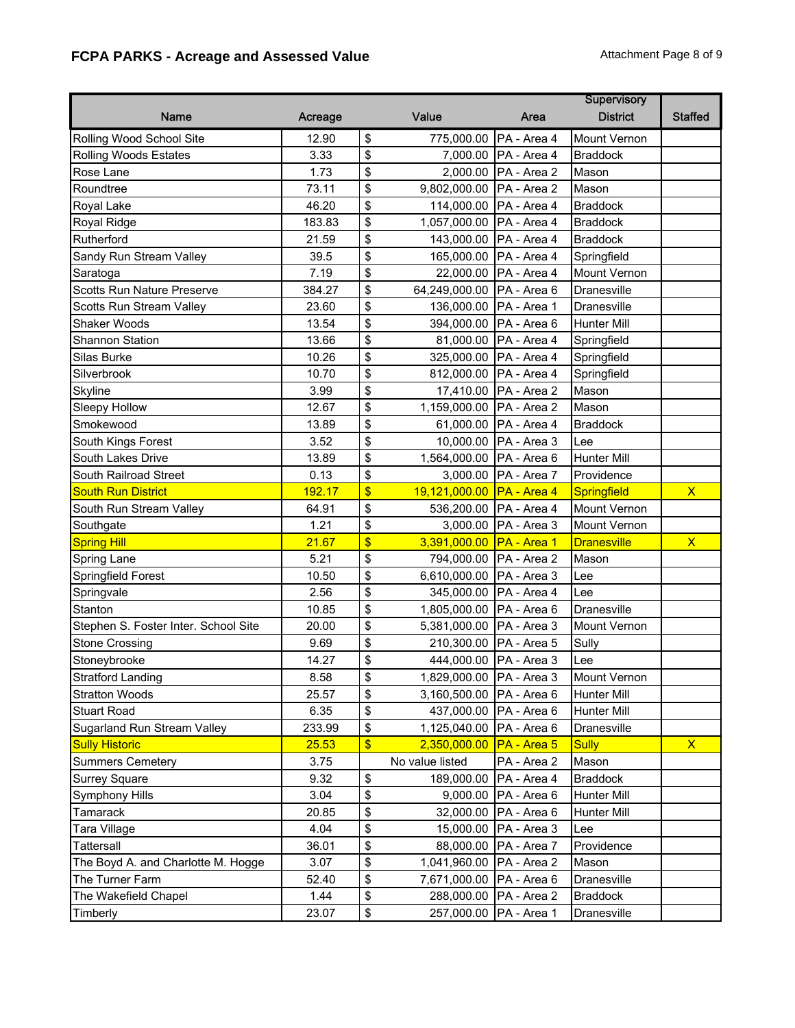## FCPA PARKS - Acreage and Assessed Value

| Name | Acreage | Value | Area | Supervisory District | Staffed |
|---|---|---|---|---|---|
| Rolling Wood School Site | 12.90 | $ 775,000.00 | PA - Area 4 | Mount Vernon | |
| Rolling Woods Estates | 3.33 | $ 7,000.00 | PA - Area 4 | Braddock | |
| Rose Lane | 1.73 | $ 2,000.00 | PA - Area 2 | Mason | |
| Roundtree | 73.11 | $ 9,802,000.00 | PA - Area 2 | Mason | |
| Royal Lake | 46.20 | $ 114,000.00 | PA - Area 4 | Braddock | |
| Royal Ridge | 183.83 | $ 1,057,000.00 | PA - Area 4 | Braddock | |
| Rutherford | 21.59 | $ 143,000.00 | PA - Area 4 | Braddock | |
| Sandy Run Stream Valley | 39.5 | $ 165,000.00 | PA - Area 4 | Springfield | |
| Saratoga | 7.19 | $ 22,000.00 | PA - Area 4 | Mount Vernon | |
| Scotts Run Nature Preserve | 384.27 | $ 64,249,000.00 | PA - Area 6 | Dranesville | |
| Scotts Run Stream Valley | 23.60 | $ 136,000.00 | PA - Area 1 | Dranesville | |
| Shaker Woods | 13.54 | $ 394,000.00 | PA - Area 6 | Hunter Mill | |
| Shannon Station | 13.66 | $ 81,000.00 | PA - Area 4 | Springfield | |
| Silas Burke | 10.26 | $ 325,000.00 | PA - Area 4 | Springfield | |
| Silverbrook | 10.70 | $ 812,000.00 | PA - Area 4 | Springfield | |
| Skyline | 3.99 | $ 17,410.00 | PA - Area 2 | Mason | |
| Sleepy Hollow | 12.67 | $ 1,159,000.00 | PA - Area 2 | Mason | |
| Smokewood | 13.89 | $ 61,000.00 | PA - Area 4 | Braddock | |
| South Kings Forest | 3.52 | $ 10,000.00 | PA - Area 3 | Lee | |
| South Lakes Drive | 13.89 | $ 1,564,000.00 | PA - Area 6 | Hunter Mill | |
| South Railroad Street | 0.13 | $ 3,000.00 | PA - Area 7 | Providence | |
| South Run District | 192.17 | $ 19,121,000.00 | PA - Area 4 | Springfield | X |
| South Run Stream Valley | 64.91 | $ 536,200.00 | PA - Area 4 | Mount Vernon | |
| Southgate | 1.21 | $ 3,000.00 | PA - Area 3 | Mount Vernon | |
| Spring Hill | 21.67 | $ 3,391,000.00 | PA - Area 1 | Dranesville | X |
| Spring Lane | 5.21 | $ 794,000.00 | PA - Area 2 | Mason | |
| Springfield Forest | 10.50 | $ 6,610,000.00 | PA - Area 3 | Lee | |
| Springvale | 2.56 | $ 345,000.00 | PA - Area 4 | Lee | |
| Stanton | 10.85 | $ 1,805,000.00 | PA - Area 6 | Dranesville | |
| Stephen S. Foster Inter. School Site | 20.00 | $ 5,381,000.00 | PA - Area 3 | Mount Vernon | |
| Stone Crossing | 9.69 | $ 210,300.00 | PA - Area 5 | Sully | |
| Stoneybrooke | 14.27 | $ 444,000.00 | PA - Area 3 | Lee | |
| Stratford Landing | 8.58 | $ 1,829,000.00 | PA - Area 3 | Mount Vernon | |
| Stratton Woods | 25.57 | $ 3,160,500.00 | PA - Area 6 | Hunter Mill | |
| Stuart Road | 6.35 | $ 437,000.00 | PA - Area 6 | Hunter Mill | |
| Sugarland Run Stream Valley | 233.99 | $ 1,125,040.00 | PA - Area 6 | Dranesville | |
| Sully Historic | 25.53 | $ 2,350,000.00 | PA - Area 5 | Sully | X |
| Summers Cemetery | 3.75 | No value listed | PA - Area 2 | Mason | |
| Surrey Square | 9.32 | $ 189,000.00 | PA - Area 4 | Braddock | |
| Symphony Hills | 3.04 | $ 9,000.00 | PA - Area 6 | Hunter Mill | |
| Tamarack | 20.85 | $ 32,000.00 | PA - Area 6 | Hunter Mill | |
| Tara Village | 4.04 | $ 15,000.00 | PA - Area 3 | Lee | |
| Tattersall | 36.01 | $ 88,000.00 | PA - Area 7 | Providence | |
| The Boyd A. and Charlotte M. Hogge | 3.07 | $ 1,041,960.00 | PA - Area 2 | Mason | |
| The Turner Farm | 52.40 | $ 7,671,000.00 | PA - Area 6 | Dranesville | |
| The Wakefield Chapel | 1.44 | $ 288,000.00 | PA - Area 2 | Braddock | |
| Timberly | 23.07 | $ 257,000.00 | PA - Area 1 | Dranesville | |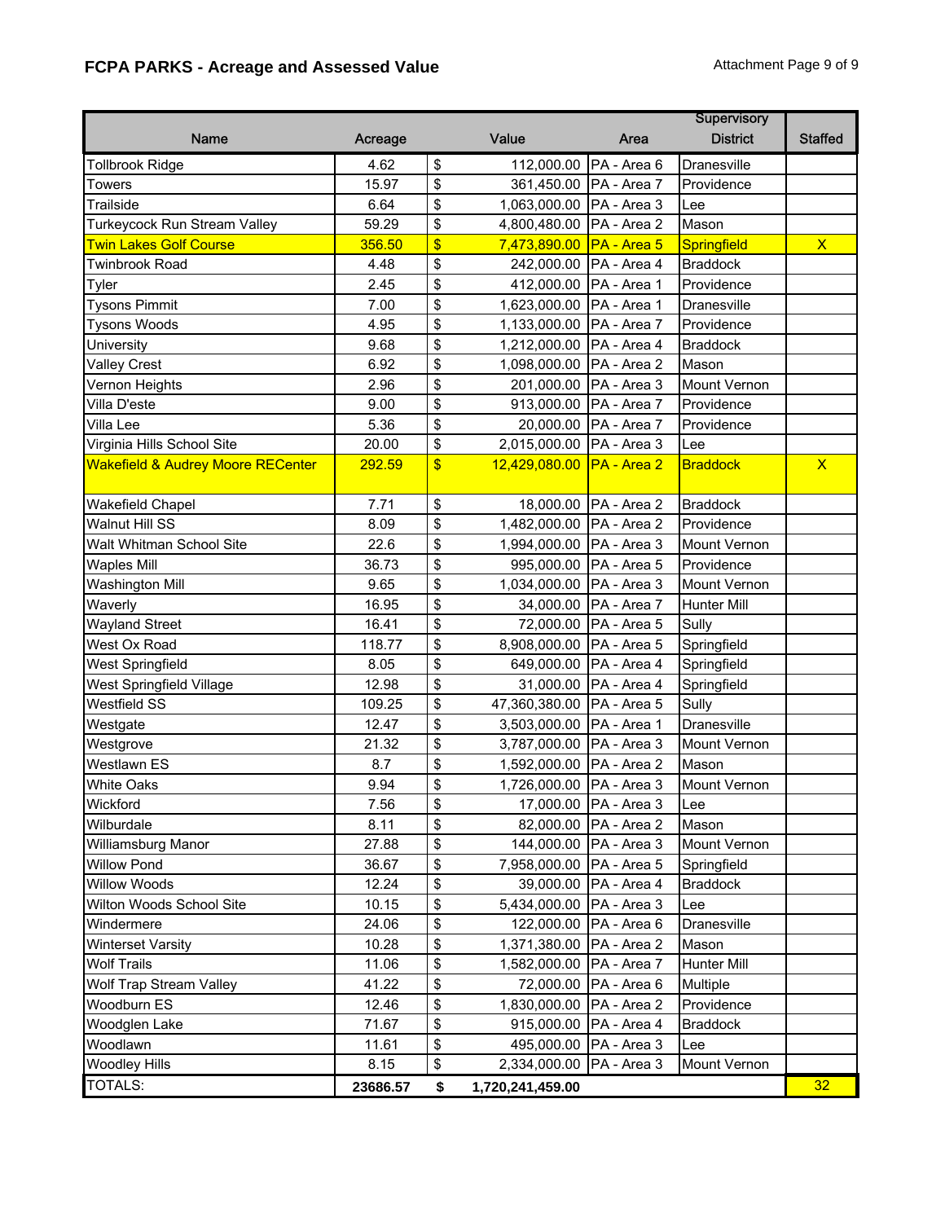## FCPA PARKS - Acreage and Assessed Value

| Name | Acreage | | Value | Area | Supervisory District | Staffed |
|---|---|---|---|---|---|---|
| Tollbrook Ridge | 4.62 | $ | 112,000.00 | PA - Area 6 | Dranesville | |
| Towers | 15.97 | $ | 361,450.00 | PA - Area 7 | Providence | |
| Trailside | 6.64 | $ | 1,063,000.00 | PA - Area 3 | Lee | |
| Turkeycock Run Stream Valley | 59.29 | $ | 4,800,480.00 | PA - Area 2 | Mason | |
| Twin Lakes Golf Course | 356.50 | $ | 7,473,890.00 | PA - Area 5 | Springfield | X |
| Twinbrook Road | 4.48 | $ | 242,000.00 | PA - Area 4 | Braddock | |
| Tyler | 2.45 | $ | 412,000.00 | PA - Area 1 | Providence | |
| Tysons Pimmit | 7.00 | $ | 1,623,000.00 | PA - Area 1 | Dranesville | |
| Tysons Woods | 4.95 | $ | 1,133,000.00 | PA - Area 7 | Providence | |
| University | 9.68 | $ | 1,212,000.00 | PA - Area 4 | Braddock | |
| Valley Crest | 6.92 | $ | 1,098,000.00 | PA - Area 2 | Mason | |
| Vernon Heights | 2.96 | $ | 201,000.00 | PA - Area 3 | Mount Vernon | |
| Villa D'este | 9.00 | $ | 913,000.00 | PA - Area 7 | Providence | |
| Villa Lee | 5.36 | $ | 20,000.00 | PA - Area 7 | Providence | |
| Virginia Hills School Site | 20.00 | $ | 2,015,000.00 | PA - Area 3 | Lee | |
| Wakefield & Audrey Moore RECenter | 292.59 | $ | 12,429,080.00 | PA - Area 2 | Braddock | X |
| Wakefield Chapel | 7.71 | $ | 18,000.00 | PA - Area 2 | Braddock | |
| Walnut Hill SS | 8.09 | $ | 1,482,000.00 | PA - Area 2 | Providence | |
| Walt Whitman School Site | 22.6 | $ | 1,994,000.00 | PA - Area 3 | Mount Vernon | |
| Waples Mill | 36.73 | $ | 995,000.00 | PA - Area 5 | Providence | |
| Washington Mill | 9.65 | $ | 1,034,000.00 | PA - Area 3 | Mount Vernon | |
| Waverly | 16.95 | $ | 34,000.00 | PA - Area 7 | Hunter Mill | |
| Wayland Street | 16.41 | $ | 72,000.00 | PA - Area 5 | Sully | |
| West Ox Road | 118.77 | $ | 8,908,000.00 | PA - Area 5 | Springfield | |
| West Springfield | 8.05 | $ | 649,000.00 | PA - Area 4 | Springfield | |
| West Springfield Village | 12.98 | $ | 31,000.00 | PA - Area 4 | Springfield | |
| Westfield SS | 109.25 | $ | 47,360,380.00 | PA - Area 5 | Sully | |
| Westgate | 12.47 | $ | 3,503,000.00 | PA - Area 1 | Dranesville | |
| Westgrove | 21.32 | $ | 3,787,000.00 | PA - Area 3 | Mount Vernon | |
| Westlawn ES | 8.7 | $ | 1,592,000.00 | PA - Area 2 | Mason | |
| White Oaks | 9.94 | $ | 1,726,000.00 | PA - Area 3 | Mount Vernon | |
| Wickford | 7.56 | $ | 17,000.00 | PA - Area 3 | Lee | |
| Wilburdale | 8.11 | $ | 82,000.00 | PA - Area 2 | Mason | |
| Williamsburg Manor | 27.88 | $ | 144,000.00 | PA - Area 3 | Mount Vernon | |
| Willow Pond | 36.67 | $ | 7,958,000.00 | PA - Area 5 | Springfield | |
| Willow Woods | 12.24 | $ | 39,000.00 | PA - Area 4 | Braddock | |
| Wilton Woods School Site | 10.15 | $ | 5,434,000.00 | PA - Area 3 | Lee | |
| Windermere | 24.06 | $ | 122,000.00 | PA - Area 6 | Dranesville | |
| Winterset Varsity | 10.28 | $ | 1,371,380.00 | PA - Area 2 | Mason | |
| Wolf Trails | 11.06 | $ | 1,582,000.00 | PA - Area 7 | Hunter Mill | |
| Wolf Trap Stream Valley | 41.22 | $ | 72,000.00 | PA - Area 6 | Multiple | |
| Woodburn ES | 12.46 | $ | 1,830,000.00 | PA - Area 2 | Providence | |
| Woodglen Lake | 71.67 | $ | 915,000.00 | PA - Area 4 | Braddock | |
| Woodlawn | 11.61 | $ | 495,000.00 | PA - Area 3 | Lee | |
| Woodley Hills | 8.15 | $ | 2,334,000.00 | PA - Area 3 | Mount Vernon | |
| TOTALS: | **23686.57** | **$** | **1,720,241,459.00** | | | 32 |